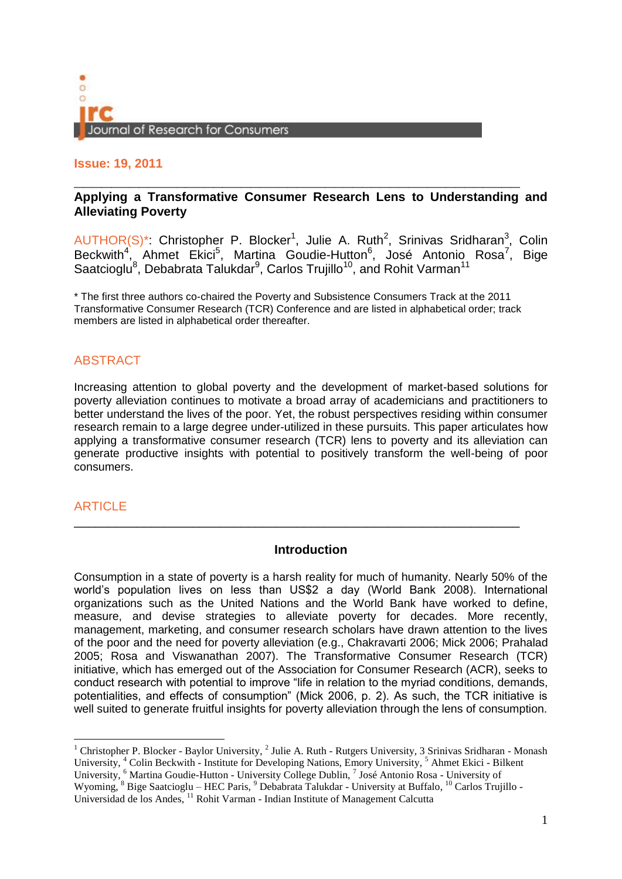Journal of Research for Consumers

**Issue: 19, 2011**

## Applying a Transformative Consumer Research Lens to Understanding and Alleviating Poverty

AUTHOR(S)*: Christopher P. Blocker[1], Julie A. Ruth[2], Srinivas Sridharan[3], Colin Beckwith[4], Ahmet Ekici[5], Martina Goudie-Hutton[6], José Antonio Rosa[7], Bige Saatcioglu[8], Debabrata Talukdar[9], Carlos Trujillo[10], and Rohit Varman[11]

* The first three authors co-chaired the Poverty and Subsistence Consumers Track at the 2011 Transformative Consumer Research (TCR) Conference and are listed in alphabetical order; track members are listed in alphabetical order thereafter.

### ABSTRACT

Increasing attention to global poverty and the development of market-based solutions for poverty alleviation continues to motivate a broad array of academicians and practitioners to better understand the lives of the poor. Yet, the robust perspectives residing within consumer research remain to a large degree under-utilized in these pursuits. This paper articulates how applying a transformative consumer research (TCR) lens to poverty and its alleviation can generate productive insights with potential to positively transform the well-being of poor consumers.

### ARTICLE

#### Introduction

Consumption in a state of poverty is a harsh reality for much of humanity. Nearly 50% of the world's population lives on less than US$2 a day (World Bank 2008). International organizations such as the United Nations and the World Bank have worked to define, measure, and devise strategies to alleviate poverty for decades. More recently, management, marketing, and consumer research scholars have drawn attention to the lives of the poor and the need for poverty alleviation (e.g., Chakravarti 2006; Mick 2006; Prahalad 2005; Rosa and Viswanathan 2007). The Transformative Consumer Research (TCR) initiative, which has emerged out of the Association for Consumer Research (ACR), seeks to conduct research with potential to improve "life in relation to the myriad conditions, demands, potentialities, and effects of consumption" (Mick 2006, p. 2). As such, the TCR initiative is well suited to generate fruitful insights for poverty alleviation through the lens of consumption.

---

[1] Christopher P. Blocker - Baylor University, [2] Julie A. Ruth - Rutgers University, 3 Srinivas Sridharan - Monash University, [4] Colin Beckwith - Institute for Developing Nations, Emory University, [5] Ahmet Ekici - Bilkent University, [6] Martina Goudie-Hutton - University College Dublin, [7] José Antonio Rosa - University of Wyoming, [8] Bige Saatcioglu – HEC Paris, [9] Debabrata Talukdar - University at Buffalo, [10] Carlos Trujillo - Universidad de los Andes, [11] Rohit Varman - Indian Institute of Management Calcutta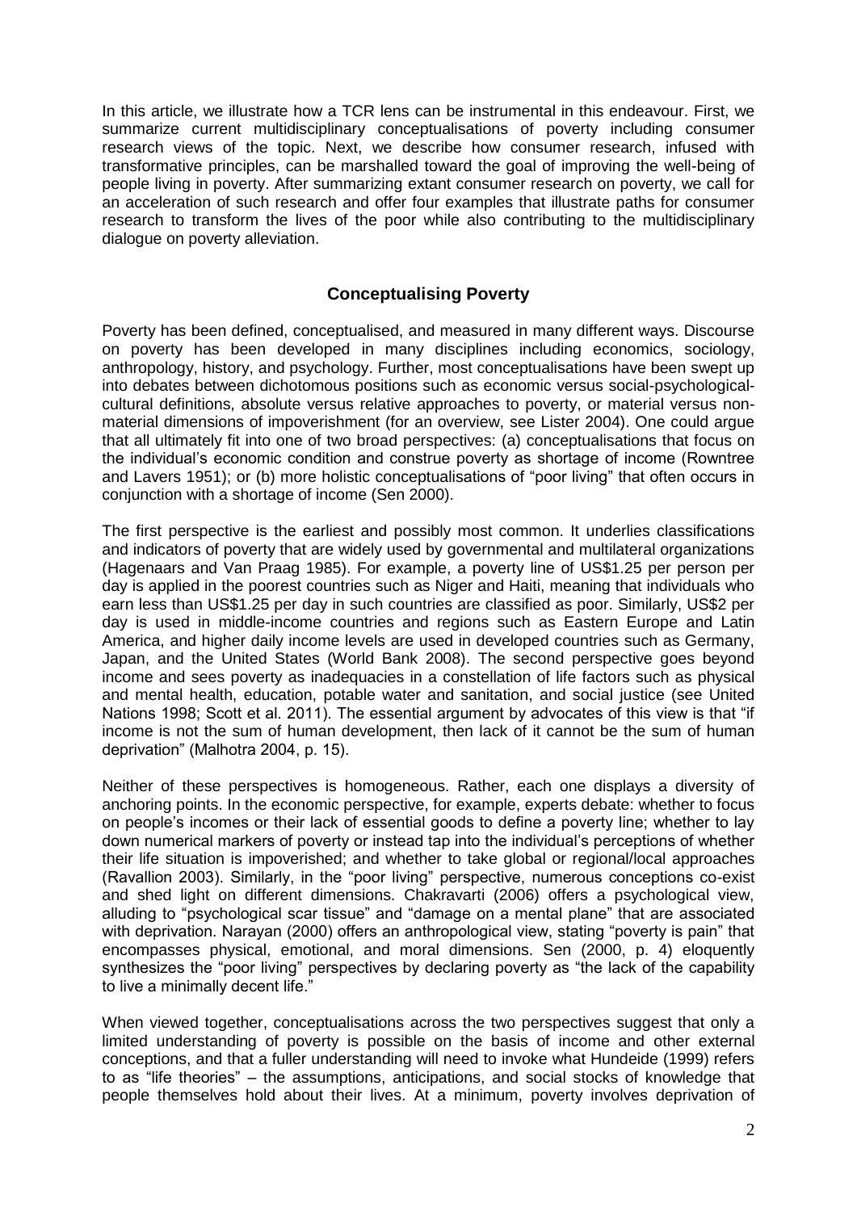In this article, we illustrate how a TCR lens can be instrumental in this endeavour. First, we summarize current multidisciplinary conceptualisations of poverty including consumer research views of the topic. Next, we describe how consumer research, infused with transformative principles, can be marshalled toward the goal of improving the well-being of people living in poverty. After summarizing extant consumer research on poverty, we call for an acceleration of such research and offer four examples that illustrate paths for consumer research to transform the lives of the poor while also contributing to the multidisciplinary dialogue on poverty alleviation.

## Conceptualising Poverty

Poverty has been defined, conceptualised, and measured in many different ways. Discourse on poverty has been developed in many disciplines including economics, sociology, anthropology, history, and psychology. Further, most conceptualisations have been swept up into debates between dichotomous positions such as economic versus social-psychological-cultural definitions, absolute versus relative approaches to poverty, or material versus non-material dimensions of impoverishment (for an overview, see Lister 2004). One could argue that all ultimately fit into one of two broad perspectives: (a) conceptualisations that focus on the individual's economic condition and construe poverty as shortage of income (Rowntree and Lavers 1951); or (b) more holistic conceptualisations of "poor living" that often occurs in conjunction with a shortage of income (Sen 2000).

The first perspective is the earliest and possibly most common. It underlies classifications and indicators of poverty that are widely used by governmental and multilateral organizations (Hagenaars and Van Praag 1985). For example, a poverty line of US$1.25 per person per day is applied in the poorest countries such as Niger and Haiti, meaning that individuals who earn less than US$1.25 per day in such countries are classified as poor. Similarly, US$2 per day is used in middle-income countries and regions such as Eastern Europe and Latin America, and higher daily income levels are used in developed countries such as Germany, Japan, and the United States (World Bank 2008). The second perspective goes beyond income and sees poverty as inadequacies in a constellation of life factors such as physical and mental health, education, potable water and sanitation, and social justice (see United Nations 1998; Scott et al. 2011). The essential argument by advocates of this view is that "if income is not the sum of human development, then lack of it cannot be the sum of human deprivation" (Malhotra 2004, p. 15).

Neither of these perspectives is homogeneous. Rather, each one displays a diversity of anchoring points. In the economic perspective, for example, experts debate: whether to focus on people's incomes or their lack of essential goods to define a poverty line; whether to lay down numerical markers of poverty or instead tap into the individual's perceptions of whether their life situation is impoverished; and whether to take global or regional/local approaches (Ravallion 2003). Similarly, in the "poor living" perspective, numerous conceptions co-exist and shed light on different dimensions. Chakravarti (2006) offers a psychological view, alluding to "psychological scar tissue" and "damage on a mental plane" that are associated with deprivation. Narayan (2000) offers an anthropological view, stating "poverty is pain" that encompasses physical, emotional, and moral dimensions. Sen (2000, p. 4) eloquently synthesizes the "poor living" perspectives by declaring poverty as "the lack of the capability to live a minimally decent life."

When viewed together, conceptualisations across the two perspectives suggest that only a limited understanding of poverty is possible on the basis of income and other external conceptions, and that a fuller understanding will need to invoke what Hundeide (1999) refers to as "life theories" – the assumptions, anticipations, and social stocks of knowledge that people themselves hold about their lives. At a minimum, poverty involves deprivation of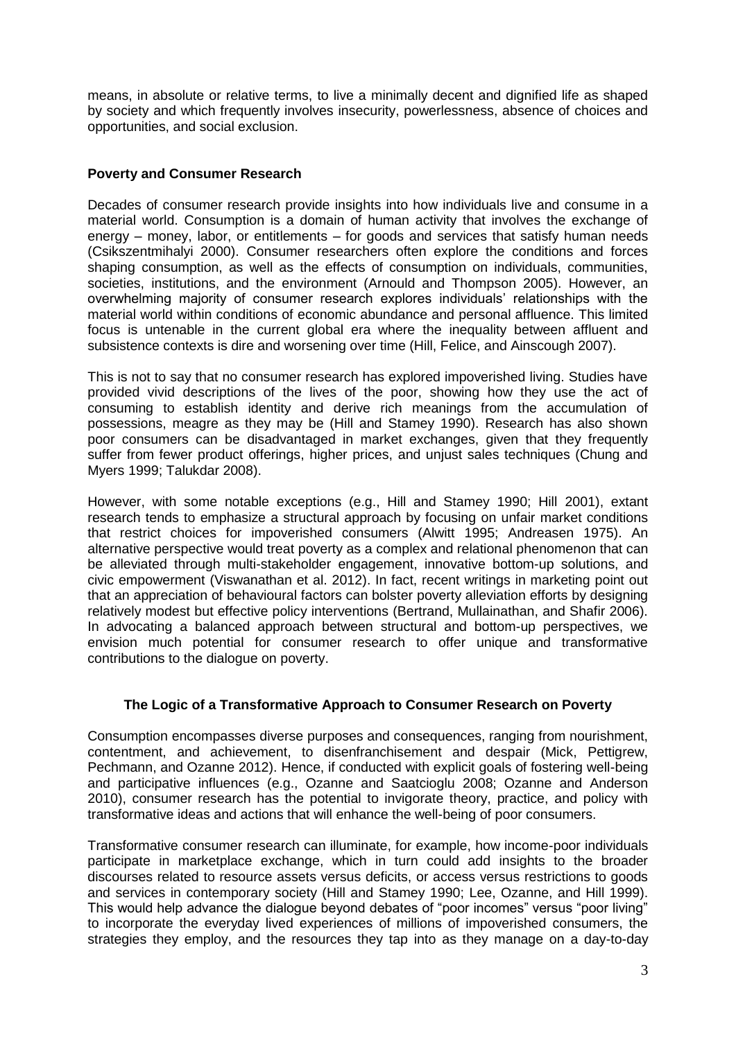means, in absolute or relative terms, to live a minimally decent and dignified life as shaped by society and which frequently involves insecurity, powerlessness, absence of choices and opportunities, and social exclusion.

## Poverty and Consumer Research

Decades of consumer research provide insights into how individuals live and consume in a material world. Consumption is a domain of human activity that involves the exchange of energy – money, labor, or entitlements – for goods and services that satisfy human needs (Csikszentmihalyi 2000). Consumer researchers often explore the conditions and forces shaping consumption, as well as the effects of consumption on individuals, communities, societies, institutions, and the environment (Arnould and Thompson 2005). However, an overwhelming majority of consumer research explores individuals' relationships with the material world within conditions of economic abundance and personal affluence. This limited focus is untenable in the current global era where the inequality between affluent and subsistence contexts is dire and worsening over time (Hill, Felice, and Ainscough 2007).

This is not to say that no consumer research has explored impoverished living. Studies have provided vivid descriptions of the lives of the poor, showing how they use the act of consuming to establish identity and derive rich meanings from the accumulation of possessions, meagre as they may be (Hill and Stamey 1990). Research has also shown poor consumers can be disadvantaged in market exchanges, given that they frequently suffer from fewer product offerings, higher prices, and unjust sales techniques (Chung and Myers 1999; Talukdar 2008).

However, with some notable exceptions (e.g., Hill and Stamey 1990; Hill 2001), extant research tends to emphasize a structural approach by focusing on unfair market conditions that restrict choices for impoverished consumers (Alwitt 1995; Andreasen 1975). An alternative perspective would treat poverty as a complex and relational phenomenon that can be alleviated through multi-stakeholder engagement, innovative bottom-up solutions, and civic empowerment (Viswanathan et al. 2012). In fact, recent writings in marketing point out that an appreciation of behavioural factors can bolster poverty alleviation efforts by designing relatively modest but effective policy interventions (Bertrand, Mullainathan, and Shafir 2006). In advocating a balanced approach between structural and bottom-up perspectives, we envision much potential for consumer research to offer unique and transformative contributions to the dialogue on poverty.

## The Logic of a Transformative Approach to Consumer Research on Poverty

Consumption encompasses diverse purposes and consequences, ranging from nourishment, contentment, and achievement, to disenfranchisement and despair (Mick, Pettigrew, Pechmann, and Ozanne 2012). Hence, if conducted with explicit goals of fostering well-being and participative influences (e.g., Ozanne and Saatcioglu 2008; Ozanne and Anderson 2010), consumer research has the potential to invigorate theory, practice, and policy with transformative ideas and actions that will enhance the well-being of poor consumers.

Transformative consumer research can illuminate, for example, how income-poor individuals participate in marketplace exchange, which in turn could add insights to the broader discourses related to resource assets versus deficits, or access versus restrictions to goods and services in contemporary society (Hill and Stamey 1990; Lee, Ozanne, and Hill 1999). This would help advance the dialogue beyond debates of "poor incomes" versus "poor living" to incorporate the everyday lived experiences of millions of impoverished consumers, the strategies they employ, and the resources they tap into as they manage on a day-to-day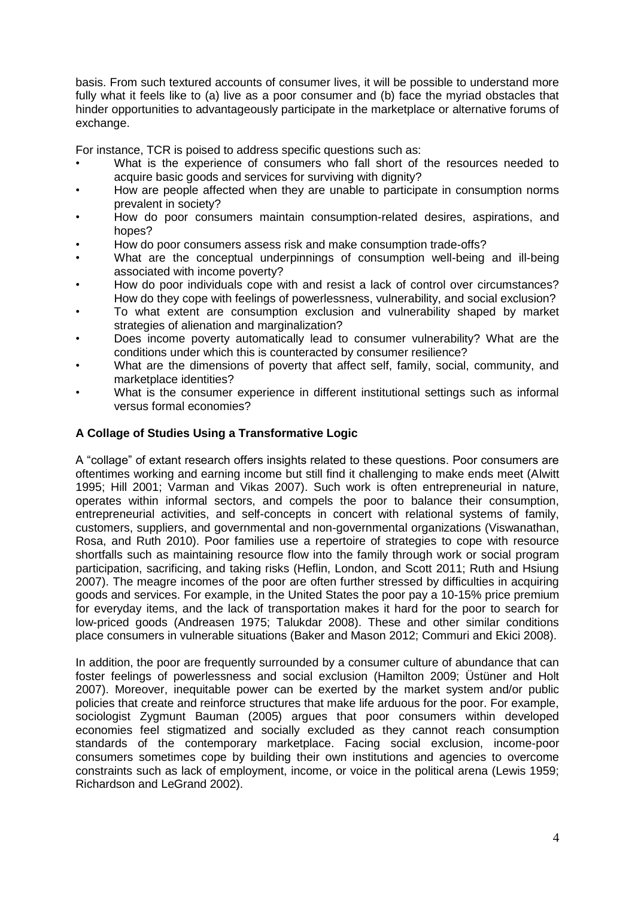basis. From such textured accounts of consumer lives, it will be possible to understand more fully what it feels like to (a) live as a poor consumer and (b) face the myriad obstacles that hinder opportunities to advantageously participate in the marketplace or alternative forums of exchange.

For instance, TCR is poised to address specific questions such as:

- What is the experience of consumers who fall short of the resources needed to acquire basic goods and services for surviving with dignity?
- How are people affected when they are unable to participate in consumption norms prevalent in society?
- How do poor consumers maintain consumption-related desires, aspirations, and hopes?
- How do poor consumers assess risk and make consumption trade-offs?
- What are the conceptual underpinnings of consumption well-being and ill-being associated with income poverty?
- How do poor individuals cope with and resist a lack of control over circumstances? How do they cope with feelings of powerlessness, vulnerability, and social exclusion?
- To what extent are consumption exclusion and vulnerability shaped by market strategies of alienation and marginalization?
- Does income poverty automatically lead to consumer vulnerability? What are the conditions under which this is counteracted by consumer resilience?
- What are the dimensions of poverty that affect self, family, social, community, and marketplace identities?
- What is the consumer experience in different institutional settings such as informal versus formal economies?

### A Collage of Studies Using a Transformative Logic

A "collage" of extant research offers insights related to these questions. Poor consumers are oftentimes working and earning income but still find it challenging to make ends meet (Alwitt 1995; Hill 2001; Varman and Vikas 2007). Such work is often entrepreneurial in nature, operates within informal sectors, and compels the poor to balance their consumption, entrepreneurial activities, and self-concepts in concert with relational systems of family, customers, suppliers, and governmental and non-governmental organizations (Viswanathan, Rosa, and Ruth 2010). Poor families use a repertoire of strategies to cope with resource shortfalls such as maintaining resource flow into the family through work or social program participation, sacrificing, and taking risks (Heflin, London, and Scott 2011; Ruth and Hsiung 2007). The meagre incomes of the poor are often further stressed by difficulties in acquiring goods and services. For example, in the United States the poor pay a 10-15% price premium for everyday items, and the lack of transportation makes it hard for the poor to search for low-priced goods (Andreasen 1975; Talukdar 2008). These and other similar conditions place consumers in vulnerable situations (Baker and Mason 2012; Commuri and Ekici 2008).

In addition, the poor are frequently surrounded by a consumer culture of abundance that can foster feelings of powerlessness and social exclusion (Hamilton 2009; Üstüner and Holt 2007). Moreover, inequitable power can be exerted by the market system and/or public policies that create and reinforce structures that make life arduous for the poor. For example, sociologist Zygmunt Bauman (2005) argues that poor consumers within developed economies feel stigmatized and socially excluded as they cannot reach consumption standards of the contemporary marketplace. Facing social exclusion, income-poor consumers sometimes cope by building their own institutions and agencies to overcome constraints such as lack of employment, income, or voice in the political arena (Lewis 1959; Richardson and LeGrand 2002).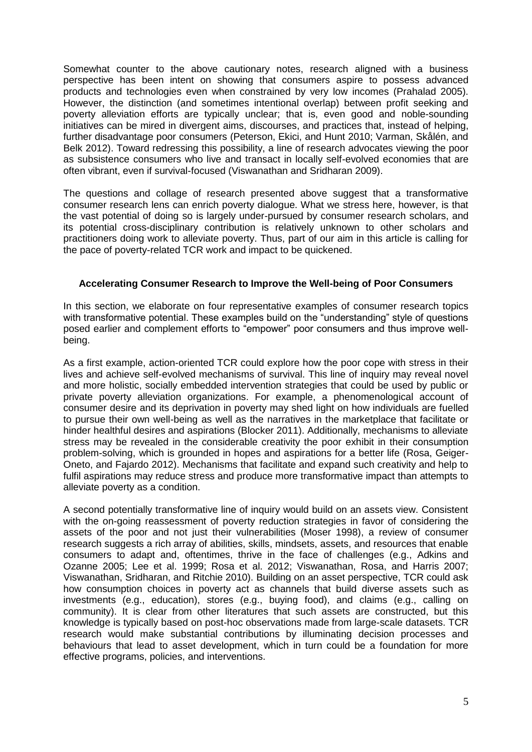Somewhat counter to the above cautionary notes, research aligned with a business perspective has been intent on showing that consumers aspire to possess advanced products and technologies even when constrained by very low incomes (Prahalad 2005). However, the distinction (and sometimes intentional overlap) between profit seeking and poverty alleviation efforts are typically unclear; that is, even good and noble-sounding initiatives can be mired in divergent aims, discourses, and practices that, instead of helping, further disadvantage poor consumers (Peterson, Ekici, and Hunt 2010; Varman, Skålén, and Belk 2012). Toward redressing this possibility, a line of research advocates viewing the poor as subsistence consumers who live and transact in locally self-evolved economies that are often vibrant, even if survival-focused (Viswanathan and Sridharan 2009).

The questions and collage of research presented above suggest that a transformative consumer research lens can enrich poverty dialogue. What we stress here, however, is that the vast potential of doing so is largely under-pursued by consumer research scholars, and its potential cross-disciplinary contribution is relatively unknown to other scholars and practitioners doing work to alleviate poverty. Thus, part of our aim in this article is calling for the pace of poverty-related TCR work and impact to be quickened.

### Accelerating Consumer Research to Improve the Well-being of Poor Consumers

In this section, we elaborate on four representative examples of consumer research topics with transformative potential. These examples build on the "understanding" style of questions posed earlier and complement efforts to "empower" poor consumers and thus improve well-being.

As a first example, action-oriented TCR could explore how the poor cope with stress in their lives and achieve self-evolved mechanisms of survival. This line of inquiry may reveal novel and more holistic, socially embedded intervention strategies that could be used by public or private poverty alleviation organizations. For example, a phenomenological account of consumer desire and its deprivation in poverty may shed light on how individuals are fuelled to pursue their own well-being as well as the narratives in the marketplace that facilitate or hinder healthful desires and aspirations (Blocker 2011). Additionally, mechanisms to alleviate stress may be revealed in the considerable creativity the poor exhibit in their consumption problem-solving, which is grounded in hopes and aspirations for a better life (Rosa, Geiger-Oneto, and Fajardo 2012). Mechanisms that facilitate and expand such creativity and help to fulfil aspirations may reduce stress and produce more transformative impact than attempts to alleviate poverty as a condition.

A second potentially transformative line of inquiry would build on an assets view. Consistent with the on-going reassessment of poverty reduction strategies in favor of considering the assets of the poor and not just their vulnerabilities (Moser 1998), a review of consumer research suggests a rich array of abilities, skills, mindsets, assets, and resources that enable consumers to adapt and, oftentimes, thrive in the face of challenges (e.g., Adkins and Ozanne 2005; Lee et al. 1999; Rosa et al. 2012; Viswanathan, Rosa, and Harris 2007; Viswanathan, Sridharan, and Ritchie 2010). Building on an asset perspective, TCR could ask how consumption choices in poverty act as channels that build diverse assets such as investments (e.g., education), stores (e.g., buying food), and claims (e.g., calling on community). It is clear from other literatures that such assets are constructed, but this knowledge is typically based on post-hoc observations made from large-scale datasets. TCR research would make substantial contributions by illuminating decision processes and behaviours that lead to asset development, which in turn could be a foundation for more effective programs, policies, and interventions.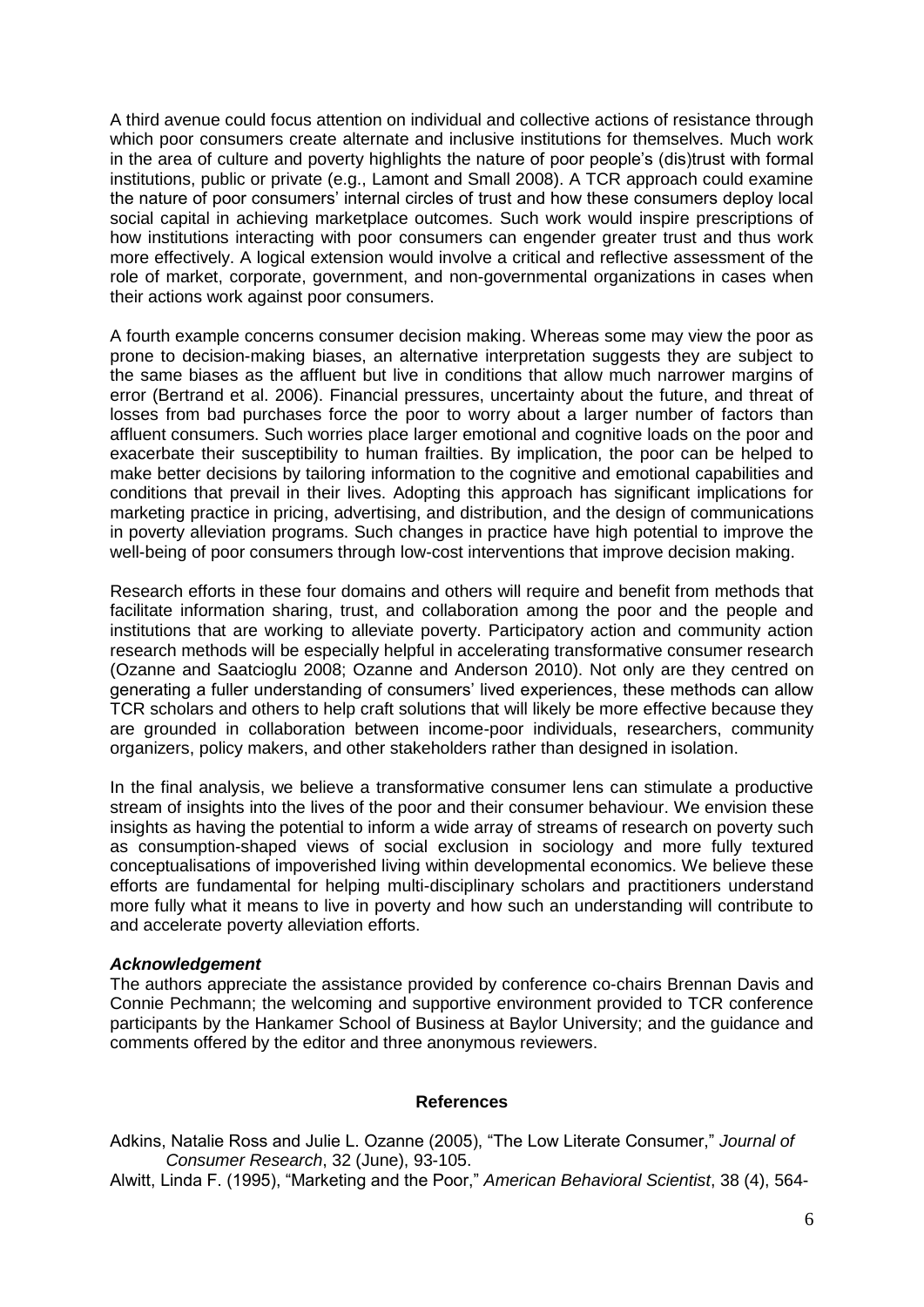A third avenue could focus attention on individual and collective actions of resistance through which poor consumers create alternate and inclusive institutions for themselves. Much work in the area of culture and poverty highlights the nature of poor people's (dis)trust with formal institutions, public or private (e.g., Lamont and Small 2008). A TCR approach could examine the nature of poor consumers' internal circles of trust and how these consumers deploy local social capital in achieving marketplace outcomes. Such work would inspire prescriptions of how institutions interacting with poor consumers can engender greater trust and thus work more effectively. A logical extension would involve a critical and reflective assessment of the role of market, corporate, government, and non-governmental organizations in cases when their actions work against poor consumers.

A fourth example concerns consumer decision making. Whereas some may view the poor as prone to decision-making biases, an alternative interpretation suggests they are subject to the same biases as the affluent but live in conditions that allow much narrower margins of error (Bertrand et al. 2006). Financial pressures, uncertainty about the future, and threat of losses from bad purchases force the poor to worry about a larger number of factors than affluent consumers. Such worries place larger emotional and cognitive loads on the poor and exacerbate their susceptibility to human frailties. By implication, the poor can be helped to make better decisions by tailoring information to the cognitive and emotional capabilities and conditions that prevail in their lives. Adopting this approach has significant implications for marketing practice in pricing, advertising, and distribution, and the design of communications in poverty alleviation programs. Such changes in practice have high potential to improve the well-being of poor consumers through low-cost interventions that improve decision making.

Research efforts in these four domains and others will require and benefit from methods that facilitate information sharing, trust, and collaboration among the poor and the people and institutions that are working to alleviate poverty. Participatory action and community action research methods will be especially helpful in accelerating transformative consumer research (Ozanne and Saatcioglu 2008; Ozanne and Anderson 2010). Not only are they centred on generating a fuller understanding of consumers' lived experiences, these methods can allow TCR scholars and others to help craft solutions that will likely be more effective because they are grounded in collaboration between income-poor individuals, researchers, community organizers, policy makers, and other stakeholders rather than designed in isolation.

In the final analysis, we believe a transformative consumer lens can stimulate a productive stream of insights into the lives of the poor and their consumer behaviour. We envision these insights as having the potential to inform a wide array of streams of research on poverty such as consumption-shaped views of social exclusion in sociology and more fully textured conceptualisations of impoverished living within developmental economics. We believe these efforts are fundamental for helping multi-disciplinary scholars and practitioners understand more fully what it means to live in poverty and how such an understanding will contribute to and accelerate poverty alleviation efforts.

***Acknowledgement***

The authors appreciate the assistance provided by conference co-chairs Brennan Davis and Connie Pechmann; the welcoming and supportive environment provided to TCR conference participants by the Hankamer School of Business at Baylor University; and the guidance and comments offered by the editor and three anonymous reviewers.

## References

Adkins, Natalie Ross and Julie L. Ozanne (2005), "The Low Literate Consumer," *Journal of Consumer Research*, 32 (June), 93-105.

Alwitt, Linda F. (1995), "Marketing and the Poor," *American Behavioral Scientist*, 38 (4), 564-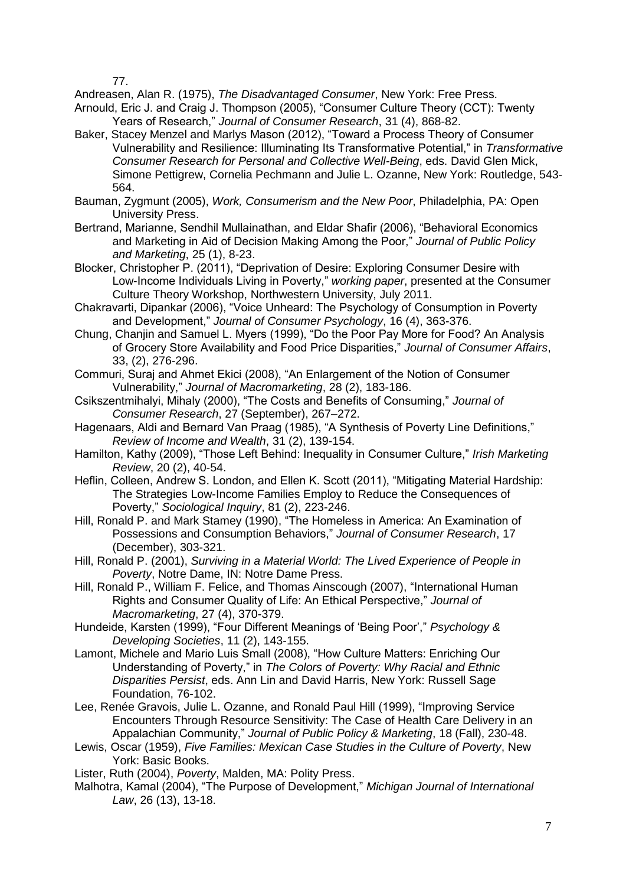77.

Andreasen, Alan R. (1975), *The Disadvantaged Consumer*, New York: Free Press.

Arnould, Eric J. and Craig J. Thompson (2005), "Consumer Culture Theory (CCT): Twenty Years of Research," *Journal of Consumer Research*, 31 (4), 868-82.

Baker, Stacey Menzel and Marlys Mason (2012), "Toward a Process Theory of Consumer Vulnerability and Resilience: Illuminating Its Transformative Potential," in *Transformative Consumer Research for Personal and Collective Well-Being*, eds. David Glen Mick, Simone Pettigrew, Cornelia Pechmann and Julie L. Ozanne, New York: Routledge, 543-564.

Bauman, Zygmunt (2005), *Work, Consumerism and the New Poor*, Philadelphia, PA: Open University Press.

Bertrand, Marianne, Sendhil Mullainathan, and Eldar Shafir (2006), "Behavioral Economics and Marketing in Aid of Decision Making Among the Poor," *Journal of Public Policy and Marketing*, 25 (1), 8-23.

Blocker, Christopher P. (2011), "Deprivation of Desire: Exploring Consumer Desire with Low-Income Individuals Living in Poverty," *working paper*, presented at the Consumer Culture Theory Workshop, Northwestern University, July 2011.

Chakravarti, Dipankar (2006), "Voice Unheard: The Psychology of Consumption in Poverty and Development," *Journal of Consumer Psychology*, 16 (4), 363-376.

Chung, Chanjin and Samuel L. Myers (1999), "Do the Poor Pay More for Food? An Analysis of Grocery Store Availability and Food Price Disparities," *Journal of Consumer Affairs*, 33, (2), 276-296.

Commuri, Suraj and Ahmet Ekici (2008), "An Enlargement of the Notion of Consumer Vulnerability," *Journal of Macromarketing*, 28 (2), 183-186.

Csikszentmihalyi, Mihaly (2000), "The Costs and Benefits of Consuming," *Journal of Consumer Research*, 27 (September), 267–272.

Hagenaars, Aldi and Bernard Van Praag (1985), "A Synthesis of Poverty Line Definitions," *Review of Income and Wealth*, 31 (2), 139-154.

Hamilton, Kathy (2009), "Those Left Behind: Inequality in Consumer Culture," *Irish Marketing Review*, 20 (2), 40-54.

Heflin, Colleen, Andrew S. London, and Ellen K. Scott (2011), "Mitigating Material Hardship: The Strategies Low-Income Families Employ to Reduce the Consequences of Poverty," *Sociological Inquiry*, 81 (2), 223-246.

Hill, Ronald P. and Mark Stamey (1990), "The Homeless in America: An Examination of Possessions and Consumption Behaviors," *Journal of Consumer Research*, 17 (December), 303-321.

Hill, Ronald P. (2001), *Surviving in a Material World: The Lived Experience of People in Poverty*, Notre Dame, IN: Notre Dame Press.

Hill, Ronald P., William F. Felice, and Thomas Ainscough (2007), "International Human Rights and Consumer Quality of Life: An Ethical Perspective," *Journal of Macromarketing*, 27 (4), 370-379.

Hundeide, Karsten (1999), "Four Different Meanings of 'Being Poor'," *Psychology & Developing Societies*, 11 (2), 143-155.

Lamont, Michele and Mario Luis Small (2008), "How Culture Matters: Enriching Our Understanding of Poverty," in *The Colors of Poverty: Why Racial and Ethnic Disparities Persist*, eds. Ann Lin and David Harris, New York: Russell Sage Foundation, 76-102.

Lee, Renée Gravois, Julie L. Ozanne, and Ronald Paul Hill (1999), "Improving Service Encounters Through Resource Sensitivity: The Case of Health Care Delivery in an Appalachian Community," *Journal of Public Policy & Marketing*, 18 (Fall), 230-48.

Lewis, Oscar (1959), *Five Families: Mexican Case Studies in the Culture of Poverty*, New York: Basic Books.

Lister, Ruth (2004), *Poverty*, Malden, MA: Polity Press.

Malhotra, Kamal (2004), "The Purpose of Development," *Michigan Journal of International Law*, 26 (13), 13-18.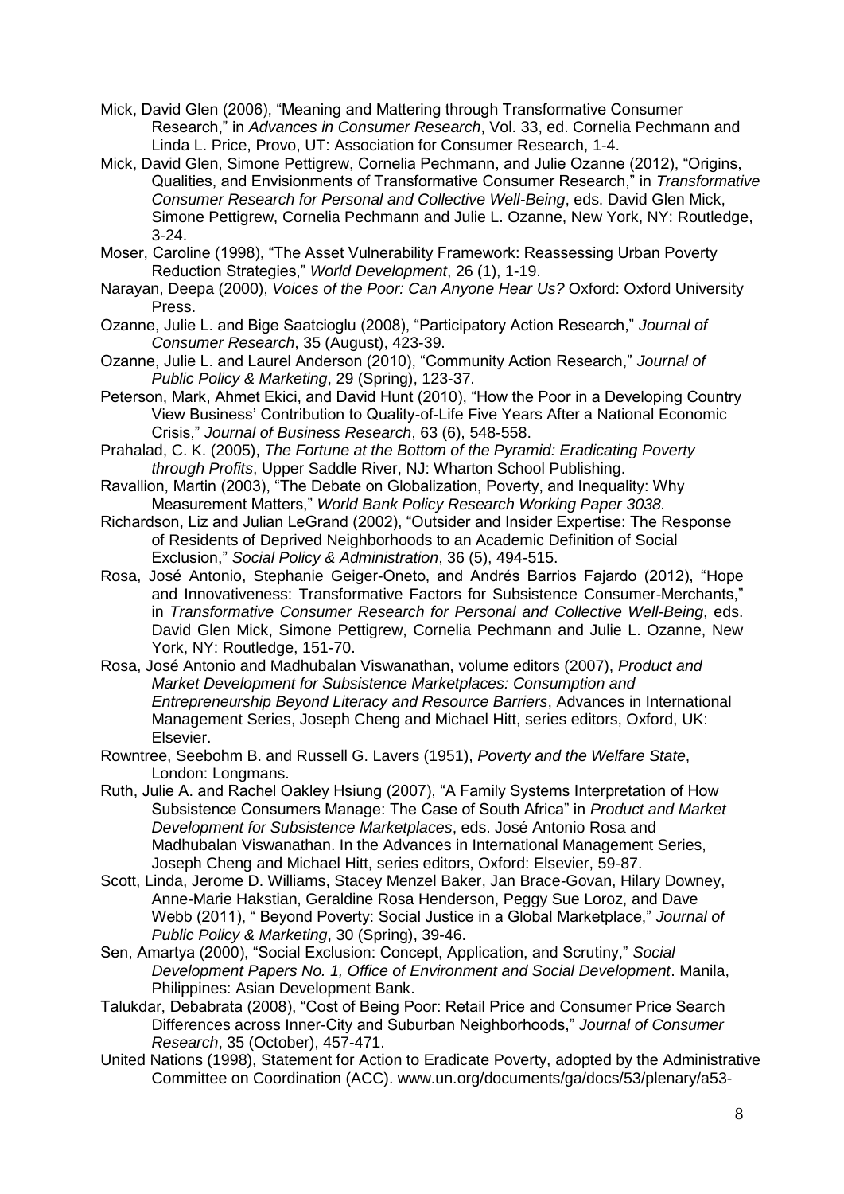Mick, David Glen (2006), "Meaning and Mattering through Transformative Consumer Research," in *Advances in Consumer Research*, Vol. 33, ed. Cornelia Pechmann and Linda L. Price, Provo, UT: Association for Consumer Research, 1-4.

Mick, David Glen, Simone Pettigrew, Cornelia Pechmann, and Julie Ozanne (2012), "Origins, Qualities, and Envisionments of Transformative Consumer Research," in *Transformative Consumer Research for Personal and Collective Well-Being*, eds. David Glen Mick, Simone Pettigrew, Cornelia Pechmann and Julie L. Ozanne, New York, NY: Routledge, 3-24.

Moser, Caroline (1998), "The Asset Vulnerability Framework: Reassessing Urban Poverty Reduction Strategies," *World Development*, 26 (1), 1-19.

Narayan, Deepa (2000), *Voices of the Poor: Can Anyone Hear Us?* Oxford: Oxford University Press.

Ozanne, Julie L. and Bige Saatcioglu (2008), "Participatory Action Research," *Journal of Consumer Research*, 35 (August), 423-39.

Ozanne, Julie L. and Laurel Anderson (2010), "Community Action Research," *Journal of Public Policy & Marketing*, 29 (Spring), 123-37.

Peterson, Mark, Ahmet Ekici, and David Hunt (2010), "How the Poor in a Developing Country View Business' Contribution to Quality-of-Life Five Years After a National Economic Crisis," *Journal of Business Research*, 63 (6), 548-558.

Prahalad, C. K. (2005), *The Fortune at the Bottom of the Pyramid: Eradicating Poverty through Profits*, Upper Saddle River, NJ: Wharton School Publishing.

Ravallion, Martin (2003), "The Debate on Globalization, Poverty, and Inequality: Why Measurement Matters," *World Bank Policy Research Working Paper 3038.*

Richardson, Liz and Julian LeGrand (2002), "Outsider and Insider Expertise: The Response of Residents of Deprived Neighborhoods to an Academic Definition of Social Exclusion," *Social Policy & Administration*, 36 (5), 494-515.

Rosa, José Antonio, Stephanie Geiger-Oneto, and Andrés Barrios Fajardo (2012), "Hope and Innovativeness: Transformative Factors for Subsistence Consumer-Merchants," in *Transformative Consumer Research for Personal and Collective Well-Being*, eds. David Glen Mick, Simone Pettigrew, Cornelia Pechmann and Julie L. Ozanne, New York, NY: Routledge, 151-70.

Rosa, José Antonio and Madhubalan Viswanathan, volume editors (2007), *Product and Market Development for Subsistence Marketplaces: Consumption and Entrepreneurship Beyond Literacy and Resource Barriers*, Advances in International Management Series, Joseph Cheng and Michael Hitt, series editors, Oxford, UK: Elsevier.

Rowntree, Seebohm B. and Russell G. Lavers (1951), *Poverty and the Welfare State*, London: Longmans.

Ruth, Julie A. and Rachel Oakley Hsiung (2007), "A Family Systems Interpretation of How Subsistence Consumers Manage: The Case of South Africa" in *Product and Market Development for Subsistence Marketplaces*, eds. José Antonio Rosa and Madhubalan Viswanathan. In the Advances in International Management Series, Joseph Cheng and Michael Hitt, series editors, Oxford: Elsevier, 59-87.

Scott, Linda, Jerome D. Williams, Stacey Menzel Baker, Jan Brace-Govan, Hilary Downey, Anne-Marie Hakstian, Geraldine Rosa Henderson, Peggy Sue Loroz, and Dave Webb (2011), " Beyond Poverty: Social Justice in a Global Marketplace," *Journal of Public Policy & Marketing*, 30 (Spring), 39-46.

Sen, Amartya (2000), "Social Exclusion: Concept, Application, and Scrutiny," *Social Development Papers No. 1, Office of Environment and Social Development*. Manila, Philippines: Asian Development Bank.

Talukdar, Debabrata (2008), "Cost of Being Poor: Retail Price and Consumer Price Search Differences across Inner-City and Suburban Neighborhoods," *Journal of Consumer Research*, 35 (October), 457-471.

United Nations (1998), Statement for Action to Eradicate Poverty, adopted by the Administrative Committee on Coordination (ACC). www.un.org/documents/ga/docs/53/plenary/a53-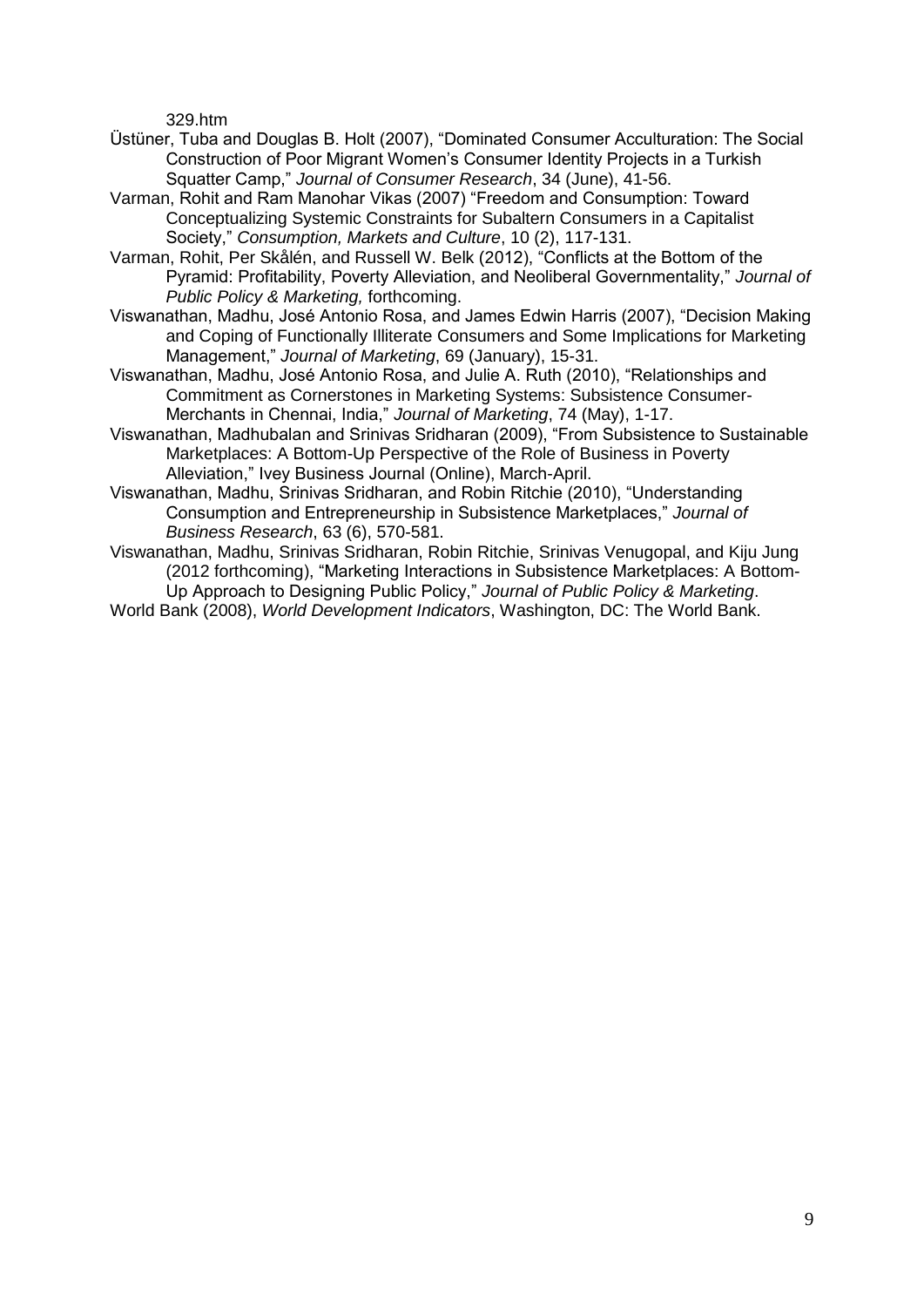329.htm

Üstüner, Tuba and Douglas B. Holt (2007), "Dominated Consumer Acculturation: The Social Construction of Poor Migrant Women's Consumer Identity Projects in a Turkish Squatter Camp," *Journal of Consumer Research*, 34 (June), 41-56.

Varman, Rohit and Ram Manohar Vikas (2007) "Freedom and Consumption: Toward Conceptualizing Systemic Constraints for Subaltern Consumers in a Capitalist Society," *Consumption, Markets and Culture*, 10 (2), 117-131.

Varman, Rohit, Per Skålén, and Russell W. Belk (2012), "Conflicts at the Bottom of the Pyramid: Profitability, Poverty Alleviation, and Neoliberal Governmentality," *Journal of Public Policy & Marketing,* forthcoming.

Viswanathan, Madhu, José Antonio Rosa, and James Edwin Harris (2007), "Decision Making and Coping of Functionally Illiterate Consumers and Some Implications for Marketing Management," *Journal of Marketing*, 69 (January), 15-31.

Viswanathan, Madhu, José Antonio Rosa, and Julie A. Ruth (2010), "Relationships and Commitment as Cornerstones in Marketing Systems: Subsistence Consumer-Merchants in Chennai, India," *Journal of Marketing*, 74 (May), 1-17.

Viswanathan, Madhubalan and Srinivas Sridharan (2009), "From Subsistence to Sustainable Marketplaces: A Bottom-Up Perspective of the Role of Business in Poverty Alleviation," Ivey Business Journal (Online), March-April.

Viswanathan, Madhu, Srinivas Sridharan, and Robin Ritchie (2010), "Understanding Consumption and Entrepreneurship in Subsistence Marketplaces," *Journal of Business Research*, 63 (6), 570-581.

Viswanathan, Madhu, Srinivas Sridharan, Robin Ritchie, Srinivas Venugopal, and Kiju Jung (2012 forthcoming), "Marketing Interactions in Subsistence Marketplaces: A Bottom-Up Approach to Designing Public Policy," *Journal of Public Policy & Marketing*.

World Bank (2008), *World Development Indicators*, Washington, DC: The World Bank.